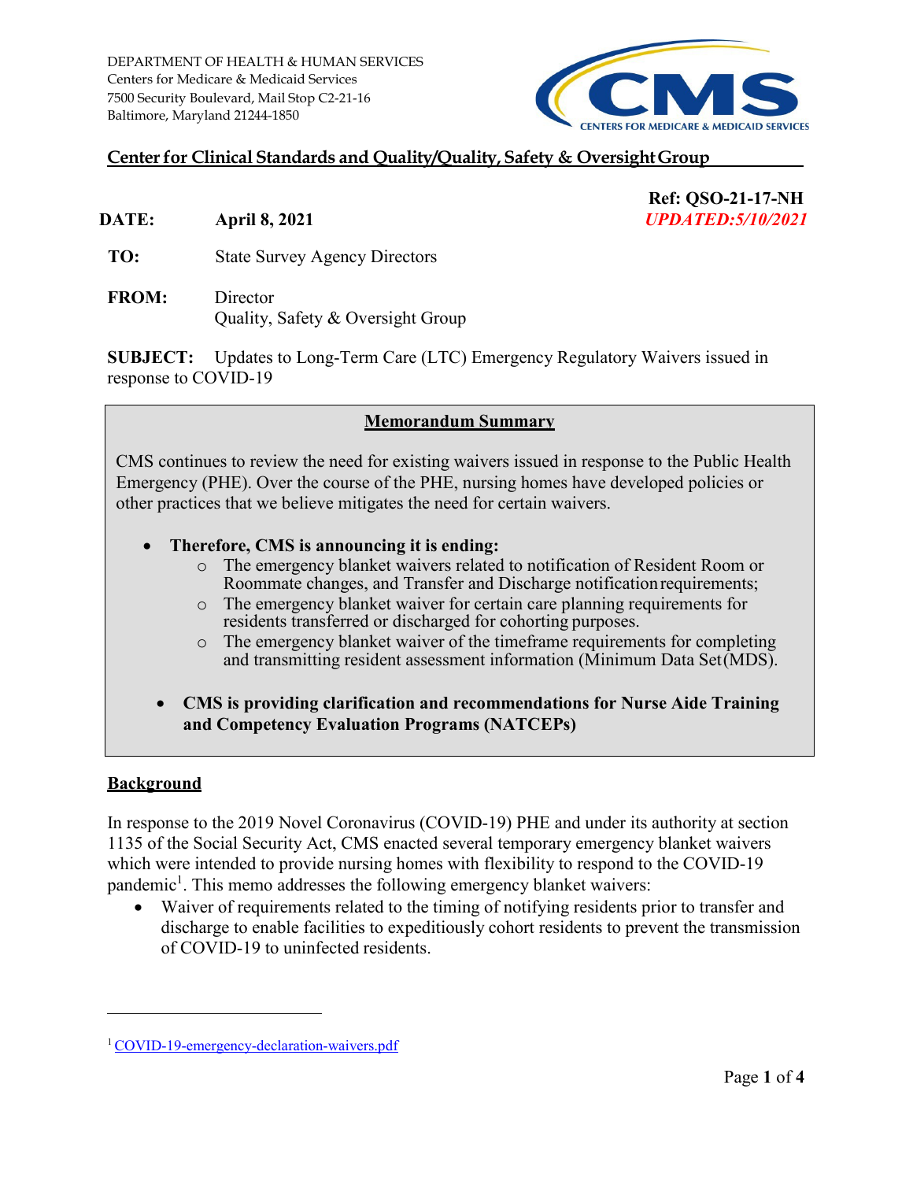DEPARTMENT OF HEALTH & HUMAN SERVICES
Centers for Medicare & Medicaid Services
7500 Security Boulevard, Mail Stop C2-21-16
Baltimore, Maryland 21244-1850

**Center for Clinical Standards and Quality/Quality, Safety & Oversight Group**

**Ref: QSO-21-17-NH**
***UPDATED:5/10/2021***

**DATE:** **April 8, 2021**

**TO:** State Survey Agency Directors

**FROM:** Director
Quality, Safety & Oversight Group

**SUBJECT:** Updates to Long-Term Care (LTC) Emergency Regulatory Waivers issued in response to COVID-19

**Memorandum Summary**

CMS continues to review the need for existing waivers issued in response to the Public Health Emergency (PHE). Over the course of the PHE, nursing homes have developed policies or other practices that we believe mitigates the need for certain waivers.

- **Therefore, CMS is announcing it is ending:**
  - The emergency blanket waivers related to notification of Resident Room or Roommate changes, and Transfer and Discharge notification requirements;
  - The emergency blanket waiver for certain care planning requirements for residents transferred or discharged for cohorting purposes.
  - The emergency blanket waiver of the timeframe requirements for completing and transmitting resident assessment information (Minimum Data Set (MDS).
- **CMS is providing clarification and recommendations for Nurse Aide Training and Competency Evaluation Programs (NATCEPs)**

## Background

In response to the 2019 Novel Coronavirus (COVID-19) PHE and under its authority at section 1135 of the Social Security Act, CMS enacted several temporary emergency blanket waivers which were intended to provide nursing homes with flexibility to respond to the COVID-19 pandemic[1]. This memo addresses the following emergency blanket waivers:

- Waiver of requirements related to the timing of notifying residents prior to transfer and discharge to enable facilities to expeditiously cohort residents to prevent the transmission of COVID-19 to uninfected residents.

[1] COVID-19-emergency-declaration-waivers.pdf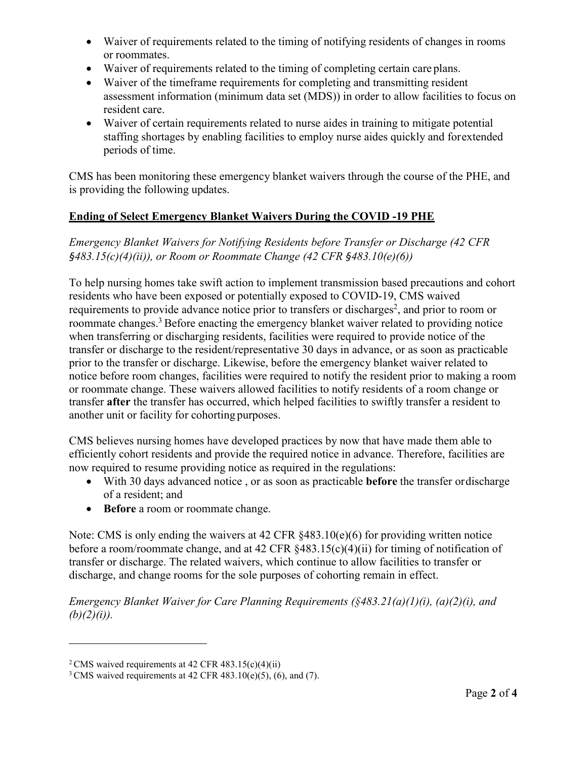- Waiver of requirements related to the timing of notifying residents of changes in rooms or roommates.
- Waiver of requirements related to the timing of completing certain care plans.
- Waiver of the timeframe requirements for completing and transmitting resident assessment information (minimum data set (MDS)) in order to allow facilities to focus on resident care.
- Waiver of certain requirements related to nurse aides in training to mitigate potential staffing shortages by enabling facilities to employ nurse aides quickly and for extended periods of time.

CMS has been monitoring these emergency blanket waivers through the course of the PHE, and is providing the following updates.

**Ending of Select Emergency Blanket Waivers During the COVID -19 PHE**

*Emergency Blanket Waivers for Notifying Residents before Transfer or Discharge (42 CFR §483.15(c)(4)(ii)), or Room or Roommate Change (42 CFR §483.10(e)(6))*

To help nursing homes take swift action to implement transmission based precautions and cohort residents who have been exposed or potentially exposed to COVID-19, CMS waived requirements to provide advance notice prior to transfers or discharges[2], and prior to room or roommate changes.[3] Before enacting the emergency blanket waiver related to providing notice when transferring or discharging residents, facilities were required to provide notice of the transfer or discharge to the resident/representative 30 days in advance, or as soon as practicable prior to the transfer or discharge. Likewise, before the emergency blanket waiver related to notice before room changes, facilities were required to notify the resident prior to making a room or roommate change. These waivers allowed facilities to notify residents of a room change or transfer **after** the transfer has occurred, which helped facilities to swiftly transfer a resident to another unit or facility for cohorting purposes.

CMS believes nursing homes have developed practices by now that have made them able to efficiently cohort residents and provide the required notice in advance. Therefore, facilities are now required to resume providing notice as required in the regulations:

- With 30 days advanced notice , or as soon as practicable **before** the transfer or discharge of a resident; and
- **Before** a room or roommate change.

Note: CMS is only ending the waivers at 42 CFR §483.10(e)(6) for providing written notice before a room/roommate change, and at 42 CFR §483.15(c)(4)(ii) for timing of notification of transfer or discharge. The related waivers, which continue to allow facilities to transfer or discharge, and change rooms for the sole purposes of cohorting remain in effect.

*Emergency Blanket Waiver for Care Planning Requirements (§483.21(a)(1)(i), (a)(2)(i), and (b)(2)(i)).*

---

[2] CMS waived requirements at 42 CFR 483.15(c)(4)(ii)

[3] CMS waived requirements at 42 CFR 483.10(e)(5), (6), and (7).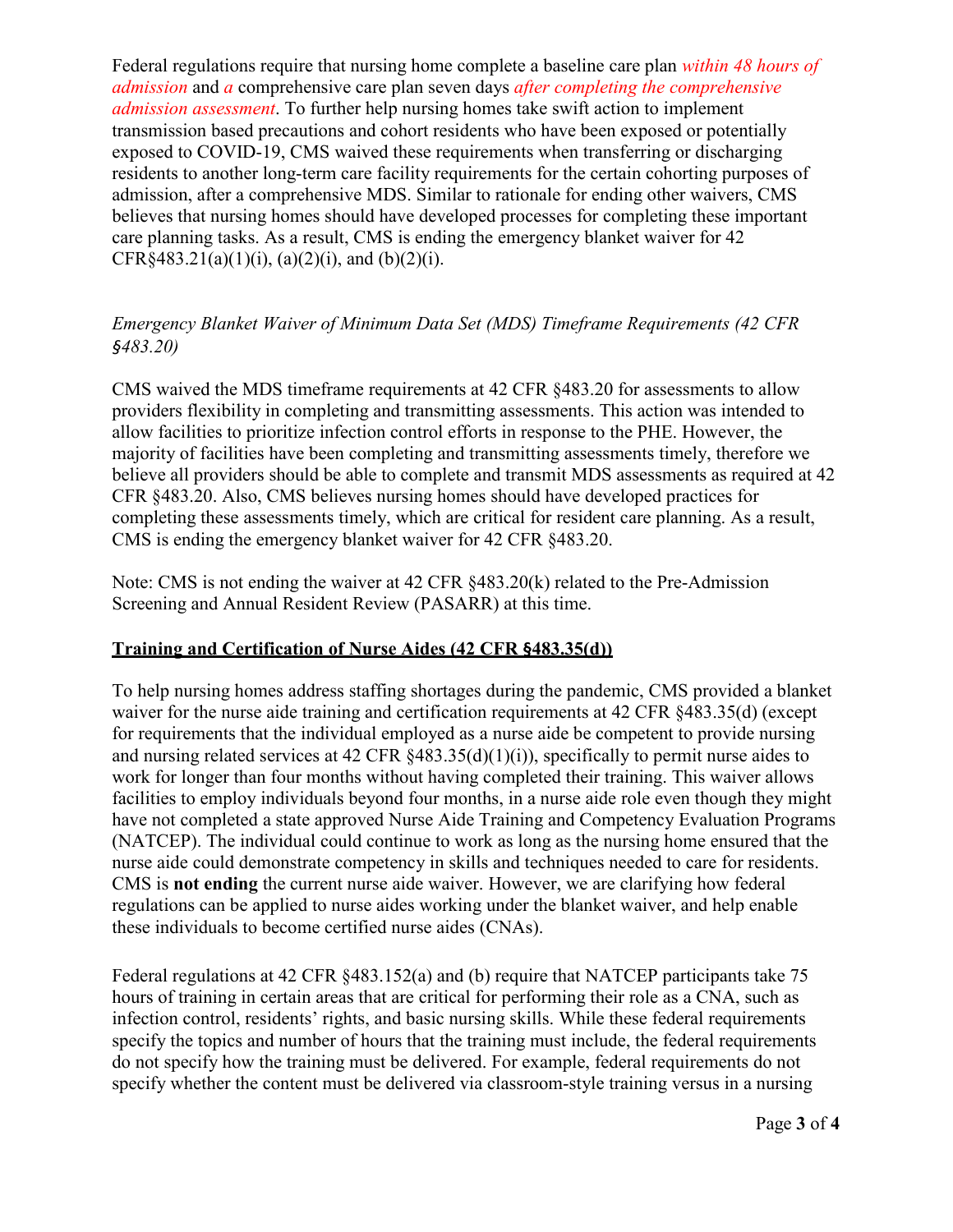Federal regulations require that nursing home complete a baseline care plan *within 48 hours of admission* and *a* comprehensive care plan seven days *after completing the comprehensive admission assessment*. To further help nursing homes take swift action to implement transmission based precautions and cohort residents who have been exposed or potentially exposed to COVID-19, CMS waived these requirements when transferring or discharging residents to another long-term care facility requirements for the certain cohorting purposes of admission, after a comprehensive MDS. Similar to rationale for ending other waivers, CMS believes that nursing homes should have developed processes for completing these important care planning tasks. As a result, CMS is ending the emergency blanket waiver for 42 CFR§483.21(a)(1)(i), (a)(2)(i), and (b)(2)(i).

*Emergency Blanket Waiver of Minimum Data Set (MDS) Timeframe Requirements (42 CFR §483.20)*

CMS waived the MDS timeframe requirements at 42 CFR §483.20 for assessments to allow providers flexibility in completing and transmitting assessments. This action was intended to allow facilities to prioritize infection control efforts in response to the PHE. However, the majority of facilities have been completing and transmitting assessments timely, therefore we believe all providers should be able to complete and transmit MDS assessments as required at 42 CFR §483.20. Also, CMS believes nursing homes should have developed practices for completing these assessments timely, which are critical for resident care planning. As a result, CMS is ending the emergency blanket waiver for 42 CFR §483.20.

Note: CMS is not ending the waiver at 42 CFR §483.20(k) related to the Pre-Admission Screening and Annual Resident Review (PASARR) at this time.

**Training and Certification of Nurse Aides (42 CFR §483.35(d))**

To help nursing homes address staffing shortages during the pandemic, CMS provided a blanket waiver for the nurse aide training and certification requirements at 42 CFR §483.35(d) (except for requirements that the individual employed as a nurse aide be competent to provide nursing and nursing related services at 42 CFR §483.35(d)(1)(i)), specifically to permit nurse aides to work for longer than four months without having completed their training. This waiver allows facilities to employ individuals beyond four months, in a nurse aide role even though they might have not completed a state approved Nurse Aide Training and Competency Evaluation Programs (NATCEP). The individual could continue to work as long as the nursing home ensured that the nurse aide could demonstrate competency in skills and techniques needed to care for residents. CMS is **not ending** the current nurse aide waiver. However, we are clarifying how federal regulations can be applied to nurse aides working under the blanket waiver, and help enable these individuals to become certified nurse aides (CNAs).

Federal regulations at 42 CFR §483.152(a) and (b) require that NATCEP participants take 75 hours of training in certain areas that are critical for performing their role as a CNA, such as infection control, residents' rights, and basic nursing skills. While these federal requirements specify the topics and number of hours that the training must include, the federal requirements do not specify how the training must be delivered. For example, federal requirements do not specify whether the content must be delivered via classroom-style training versus in a nursing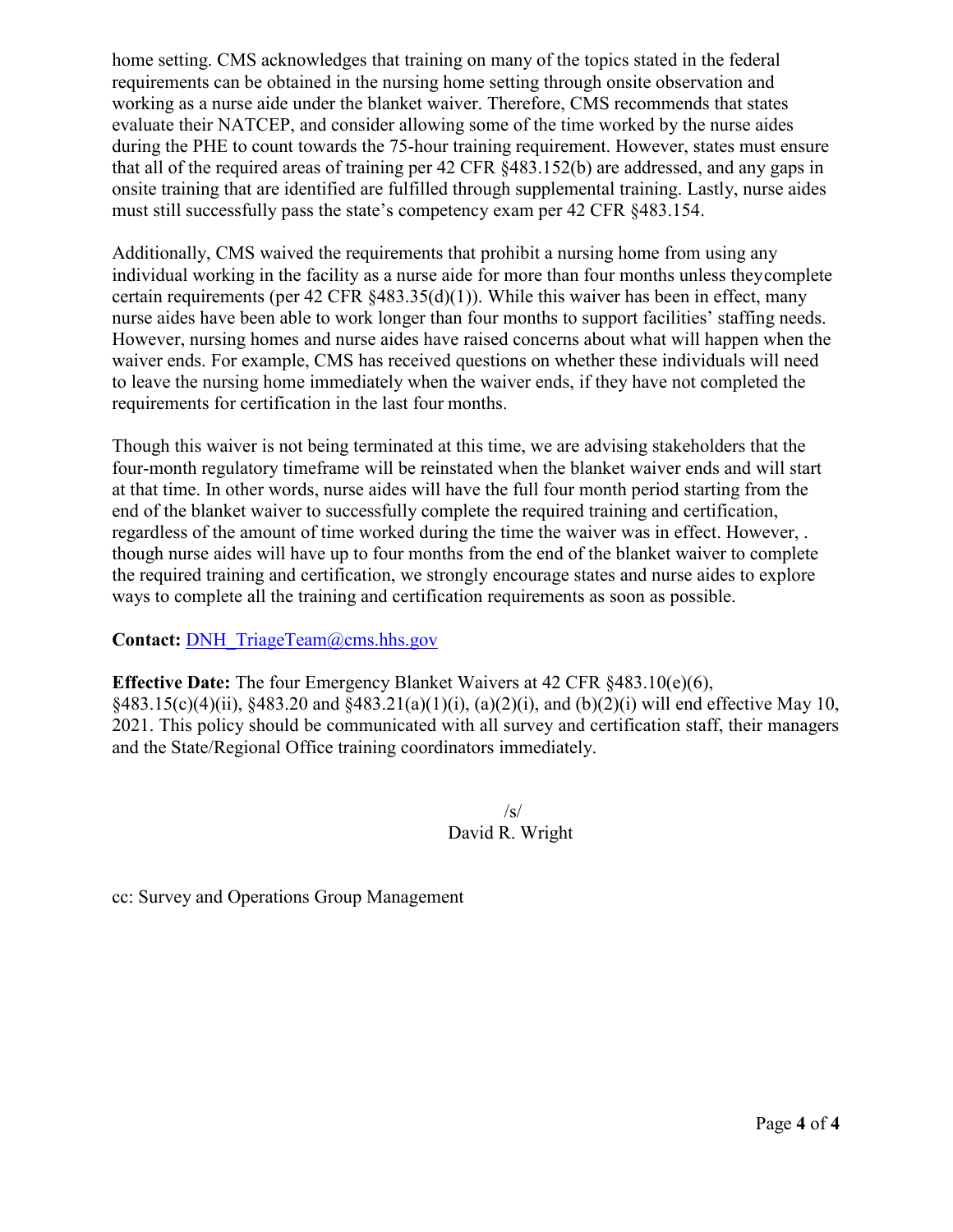home setting. CMS acknowledges that training on many of the topics stated in the federal requirements can be obtained in the nursing home setting through onsite observation and working as a nurse aide under the blanket waiver. Therefore, CMS recommends that states evaluate their NATCEP, and consider allowing some of the time worked by the nurse aides during the PHE to count towards the 75-hour training requirement. However, states must ensure that all of the required areas of training per 42 CFR §483.152(b) are addressed, and any gaps in onsite training that are identified are fulfilled through supplemental training. Lastly, nurse aides must still successfully pass the state's competency exam per 42 CFR §483.154.

Additionally, CMS waived the requirements that prohibit a nursing home from using any individual working in the facility as a nurse aide for more than four months unless theycomplete certain requirements (per 42 CFR §483.35(d)(1)). While this waiver has been in effect, many nurse aides have been able to work longer than four months to support facilities' staffing needs. However, nursing homes and nurse aides have raised concerns about what will happen when the waiver ends. For example, CMS has received questions on whether these individuals will need to leave the nursing home immediately when the waiver ends, if they have not completed the requirements for certification in the last four months.

Though this waiver is not being terminated at this time, we are advising stakeholders that the four-month regulatory timeframe will be reinstated when the blanket waiver ends and will start at that time. In other words, nurse aides will have the full four month period starting from the end of the blanket waiver to successfully complete the required training and certification, regardless of the amount of time worked during the time the waiver was in effect. However, . though nurse aides will have up to four months from the end of the blanket waiver to complete the required training and certification, we strongly encourage states and nurse aides to explore ways to complete all the training and certification requirements as soon as possible.

**Contact:** DNH_TriageTeam@cms.hhs.gov

**Effective Date:** The four Emergency Blanket Waivers at 42 CFR §483.10(e)(6), §483.15(c)(4)(ii), §483.20 and §483.21(a)(1)(i), (a)(2)(i), and (b)(2)(i) will end effective May 10, 2021. This policy should be communicated with all survey and certification staff, their managers and the State/Regional Office training coordinators immediately.

/s/
David R. Wright

cc: Survey and Operations Group Management